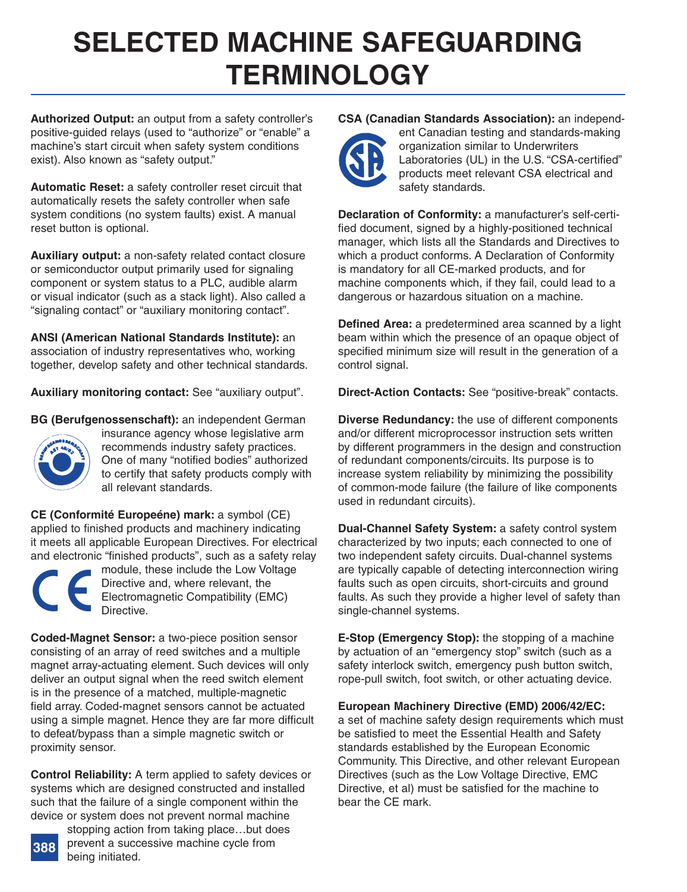# SELECTED MACHINE SAFEGUARDING TERMINOLOGY

**Authorized Output:** an output from a safety controller's positive-guided relays (used to "authorize" or "enable" a machine's start circuit when safety system conditions exist). Also known as "safety output."

**Automatic Reset:** a safety controller reset circuit that automatically resets the safety controller when safe system conditions (no system faults) exist. A manual reset button is optional.

**Auxiliary output:** a non-safety related contact closure or semiconductor output primarily used for signaling component or system status to a PLC, audible alarm or visual indicator (such as a stack light). Also called a "signaling contact" or "auxiliary monitoring contact".

**ANSI (American National Standards Institute):** an association of industry representatives who, working together, develop safety and other technical standards.

**Auxiliary monitoring contact:** See "auxiliary output".

**BG (Berufgenossenschaft):** an independent German insurance agency whose legislative arm recommends industry safety practices. One of many "notified bodies" authorized to certify that safety products comply with all relevant standards.

**CE (Conformité Europeéne) mark:** a symbol (CE) applied to finished products and machinery indicating it meets all applicable European Directives. For electrical and electronic "finished products", such as a safety relay module, these include the Low Voltage Directive and, where relevant, the Electromagnetic Compatibility (EMC) Directive.

**Coded-Magnet Sensor:** a two-piece position sensor consisting of an array of reed switches and a multiple magnet array-actuating element. Such devices will only deliver an output signal when the reed switch element is in the presence of a matched, multiple-magnetic field array. Coded-magnet sensors cannot be actuated using a simple magnet. Hence they are far more difficult to defeat/bypass than a simple magnetic switch or proximity sensor.

**Control Reliability:** A term applied to safety devices or systems which are designed constructed and installed such that the failure of a single component within the device or system does not prevent normal machine stopping action from taking place…but does prevent a successive machine cycle from being initiated.

**CSA (Canadian Standards Association):** an independent Canadian testing and standards-making organization similar to Underwriters Laboratories (UL) in the U.S. "CSA-certified" products meet relevant CSA electrical and safety standards.

**Declaration of Conformity:** a manufacturer's self-certified document, signed by a highly-positioned technical manager, which lists all the Standards and Directives to which a product conforms. A Declaration of Conformity is mandatory for all CE-marked products, and for machine components which, if they fail, could lead to a dangerous or hazardous situation on a machine.

**Defined Area:** a predetermined area scanned by a light beam within which the presence of an opaque object of specified minimum size will result in the generation of a control signal.

**Direct-Action Contacts:** See "positive-break" contacts.

**Diverse Redundancy:** the use of different components and/or different microprocessor instruction sets written by different programmers in the design and construction of redundant components/circuits. Its purpose is to increase system reliability by minimizing the possibility of common-mode failure (the failure of like components used in redundant circuits).

**Dual-Channel Safety System:** a safety control system characterized by two inputs; each connected to one of two independent safety circuits. Dual-channel systems are typically capable of detecting interconnection wiring faults such as open circuits, short-circuits and ground faults. As such they provide a higher level of safety than single-channel systems.

**E-Stop (Emergency Stop):** the stopping of a machine by actuation of an "emergency stop" switch (such as a safety interlock switch, emergency push button switch, rope-pull switch, foot switch, or other actuating device.

**European Machinery Directive (EMD) 2006/42/EC:** a set of machine safety design requirements which must be satisfied to meet the Essential Health and Safety standards established by the European Economic Community. This Directive, and other relevant European Directives (such as the Low Voltage Directive, EMC Directive, et al) must be satisfied for the machine to bear the CE mark.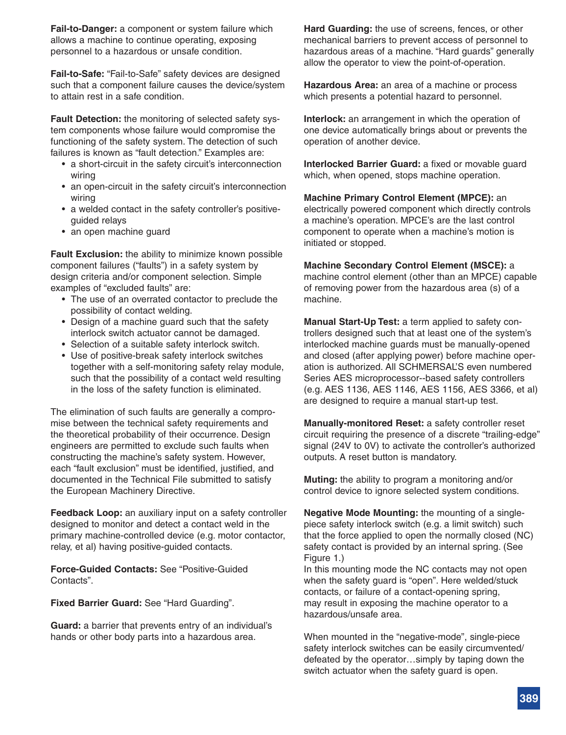**Fail-to-Danger:** a component or system failure which allows a machine to continue operating, exposing personnel to a hazardous or unsafe condition.

**Fail-to-Safe:** "Fail-to-Safe" safety devices are designed such that a component failure causes the device/system to attain rest in a safe condition.

**Fault Detection:** the monitoring of selected safety system components whose failure would compromise the functioning of the safety system. The detection of such failures is known as "fault detection." Examples are:

- a short-circuit in the safety circuit's interconnection wiring
- an open-circuit in the safety circuit's interconnection wiring
- a welded contact in the safety controller's positive-guided relays
- an open machine guard

**Fault Exclusion:** the ability to minimize known possible component failures ("faults") in a safety system by design criteria and/or component selection. Simple examples of "excluded faults" are:

- The use of an overrated contactor to preclude the possibility of contact welding.
- Design of a machine guard such that the safety interlock switch actuator cannot be damaged.
- Selection of a suitable safety interlock switch.
- Use of positive-break safety interlock switches together with a self-monitoring safety relay module, such that the possibility of a contact weld resulting in the loss of the safety function is eliminated.

The elimination of such faults are generally a compromise between the technical safety requirements and the theoretical probability of their occurrence. Design engineers are permitted to exclude such faults when constructing the machine's safety system. However, each "fault exclusion" must be identified, justified, and documented in the Technical File submitted to satisfy the European Machinery Directive.

**Feedback Loop:** an auxiliary input on a safety controller designed to monitor and detect a contact weld in the primary machine-controlled device (e.g. motor contactor, relay, et al) having positive-guided contacts.

**Force-Guided Contacts:** See "Positive-Guided Contacts".

**Fixed Barrier Guard:** See "Hard Guarding".

**Guard:** a barrier that prevents entry of an individual's hands or other body parts into a hazardous area.

**Hard Guarding:** the use of screens, fences, or other mechanical barriers to prevent access of personnel to hazardous areas of a machine. "Hard guards" generally allow the operator to view the point-of-operation.

**Hazardous Area:** an area of a machine or process which presents a potential hazard to personnel.

**Interlock:** an arrangement in which the operation of one device automatically brings about or prevents the operation of another device.

**Interlocked Barrier Guard:** a fixed or movable guard which, when opened, stops machine operation.

**Machine Primary Control Element (MPCE):** an electrically powered component which directly controls a machine's operation. MPCE's are the last control component to operate when a machine's motion is initiated or stopped.

**Machine Secondary Control Element (MSCE):** a machine control element (other than an MPCE) capable of removing power from the hazardous area (s) of a machine.

**Manual Start-Up Test:** a term applied to safety controllers designed such that at least one of the system's interlocked machine guards must be manually-opened and closed (after applying power) before machine operation is authorized. All SCHMERSAL'S even numbered Series AES microprocessor--based safety controllers (e.g. AES 1136, AES 1146, AES 1156, AES 3366, et al) are designed to require a manual start-up test.

**Manually-monitored Reset:** a safety controller reset circuit requiring the presence of a discrete "trailing-edge" signal (24V to 0V) to activate the controller's authorized outputs. A reset button is mandatory.

**Muting:** the ability to program a monitoring and/or control device to ignore selected system conditions.

**Negative Mode Mounting:** the mounting of a single-piece safety interlock switch (e.g. a limit switch) such that the force applied to open the normally closed (NC) safety contact is provided by an internal spring. (See Figure 1.)
In this mounting mode the NC contacts may not open when the safety guard is "open". Here welded/stuck contacts, or failure of a contact-opening spring, may result in exposing the machine operator to a hazardous/unsafe area.

When mounted in the "negative-mode", single-piece safety interlock switches can be easily circumvented/defeated by the operator…simply by taping down the switch actuator when the safety guard is open.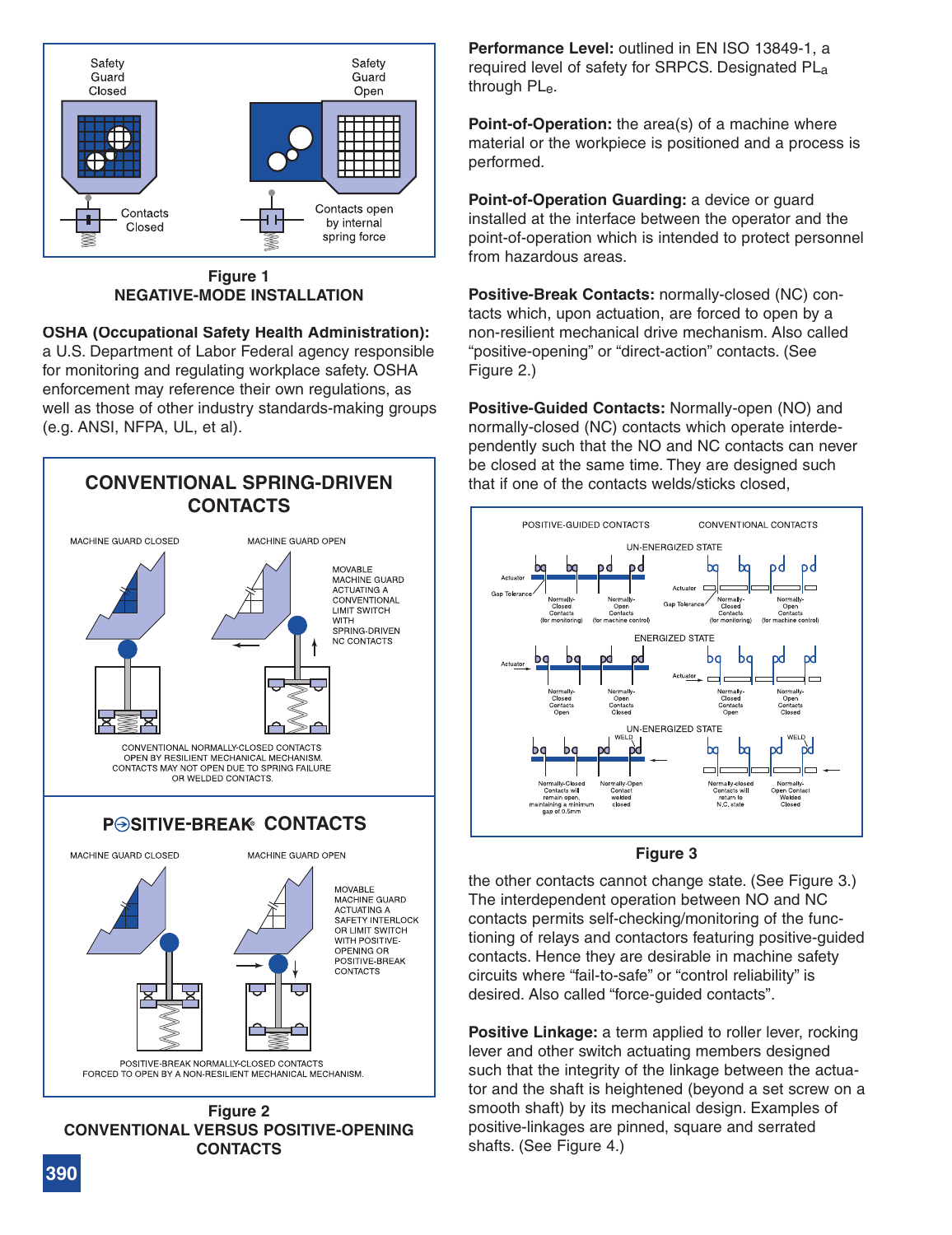Figure 1
NEGATIVE-MODE INSTALLATION

**OSHA (Occupational Safety Health Administration):** a U.S. Department of Labor Federal agency responsible for monitoring and regulating workplace safety. OSHA enforcement may reference their own regulations, as well as those of other industry standards-making groups (e.g. ANSI, NFPA, UL, et al).

Figure 2
CONVENTIONAL VERSUS POSITIVE-OPENING CONTACTS

**Performance Level:** outlined in EN ISO 13849-1, a required level of safety for SRPCS. Designated $PL_a$ through $PL_e$.

**Point-of-Operation:** the area(s) of a machine where material or the workpiece is positioned and a process is performed.

**Point-of-Operation Guarding:** a device or guard installed at the interface between the operator and the point-of-operation which is intended to protect personnel from hazardous areas.

**Positive-Break Contacts:** normally-closed (NC) contacts which, upon actuation, are forced to open by a non-resilient mechanical drive mechanism. Also called "positive-opening" or "direct-action" contacts. (See Figure 2.)

**Positive-Guided Contacts:** Normally-open (NO) and normally-closed (NC) contacts which operate interdependently such that the NO and NC contacts can never be closed at the same time. They are designed such that if one of the contacts welds/sticks closed, the other contacts cannot change state. (See Figure 3.) The interdependent operation between NO and NC contacts permits self-checking/monitoring of the functioning of relays and contactors featuring positive-guided contacts. Hence they are desirable in machine safety circuits where "fail-to-safe" or "control reliability" is desired. Also called "force-guided contacts".

Figure 3

**Positive Linkage:** a term applied to roller lever, rocking lever and other switch actuating members designed such that the integrity of the linkage between the actuator and the shaft is heightened (beyond a set screw on a smooth shaft) by its mechanical design. Examples of positive-linkages are pinned, square and serrated shafts. (See Figure 4.)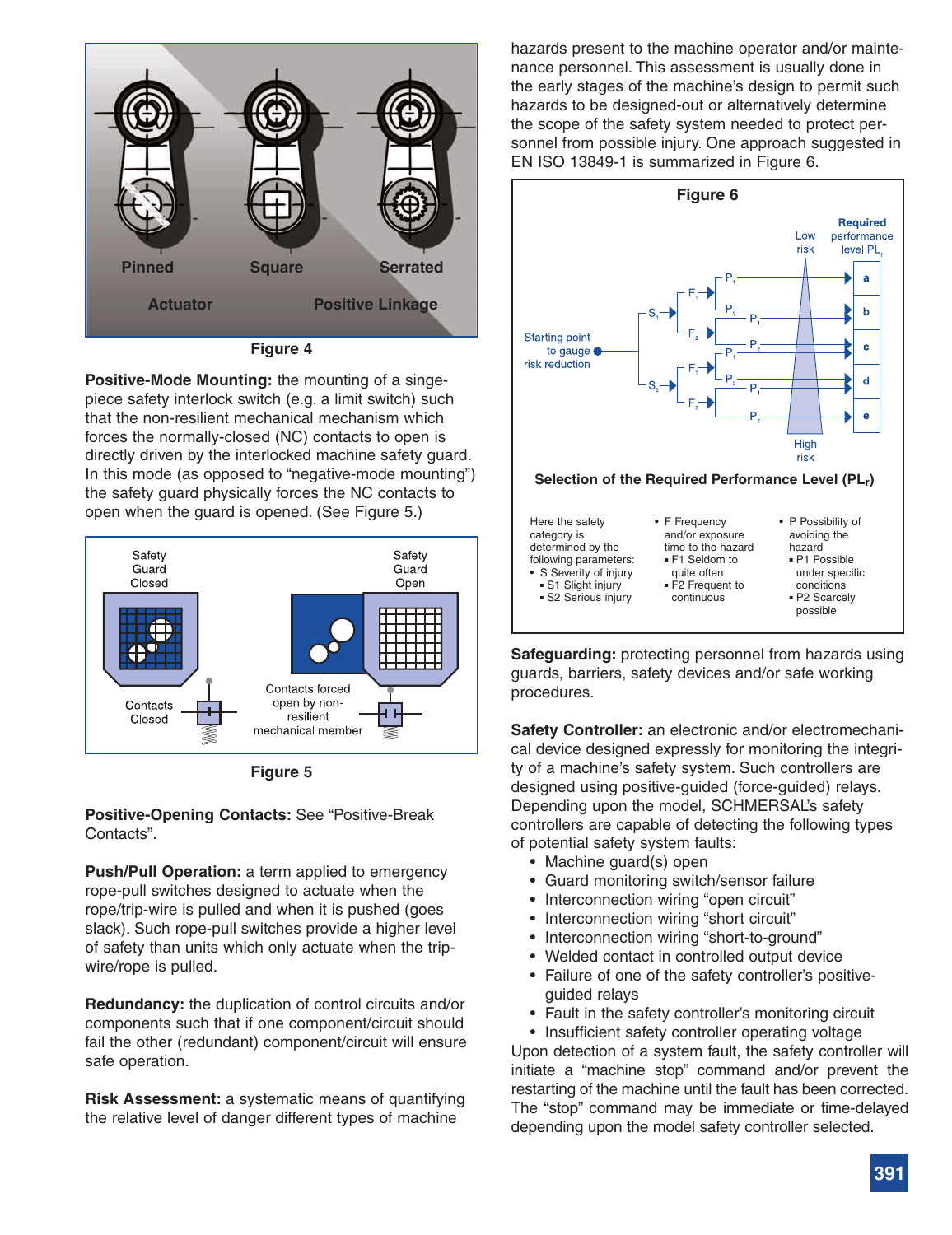Figure 4

**Positive-Mode Mounting:** the mounting of a singe-piece safety interlock switch (e.g. a limit switch) such that the non-resilient mechanical mechanism which forces the normally-closed (NC) contacts to open is directly driven by the interlocked machine safety guard. In this mode (as opposed to "negative-mode mounting") the safety guard physically forces the NC contacts to open when the guard is opened. (See Figure 5.)

Figure 5

**Positive-Opening Contacts:** See "Positive-Break Contacts".

**Push/Pull Operation:** a term applied to emergency rope-pull switches designed to actuate when the rope/trip-wire is pulled and when it is pushed (goes slack). Such rope-pull switches provide a higher level of safety than units which only actuate when the trip-wire/rope is pulled.

**Redundancy:** the duplication of control circuits and/or components such that if one component/circuit should fail the other (redundant) component/circuit will ensure safe operation.

**Risk Assessment:** a systematic means of quantifying the relative level of danger different types of machine hazards present to the machine operator and/or maintenance personnel. This assessment is usually done in the early stages of the machine's design to permit such hazards to be designed-out or alternatively determine the scope of the safety system needed to protect personnel from possible injury. One approach suggested in EN ISO 13849-1 is summarized in Figure 6.

Figure 6

Selection of the Required Performance Level ($PL_r$)

Here the safety category is determined by the following parameters:

- S Severity of injury
  - S1 Slight injury
  - S2 Serious injury
- F Frequency and/or exposure time to the hazard
  - F1 Seldom to quite often
  - F2 Frequent to continuous
- P Possibility of avoiding the hazard
  - P1 Possible under specific conditions
  - P2 Scarcely possible

**Safeguarding:** protecting personnel from hazards using guards, barriers, safety devices and/or safe working procedures.

**Safety Controller:** an electronic and/or electromechanical device designed expressly for monitoring the integrity of a machine's safety system. Such controllers are designed using positive-guided (force-guided) relays. Depending upon the model, SCHMERSAL's safety controllers are capable of detecting the following types of potential safety system faults:

- Machine guard(s) open
- Guard monitoring switch/sensor failure
- Interconnection wiring "open circuit"
- Interconnection wiring "short circuit"
- Interconnection wiring "short-to-ground"
- Welded contact in controlled output device
- Failure of one of the safety controller's positive-guided relays
- Fault in the safety controller's monitoring circuit
- Insufficient safety controller operating voltage

Upon detection of a system fault, the safety controller will initiate a "machine stop" command and/or prevent the restarting of the machine until the fault has been corrected. The "stop" command may be immediate or time-delayed depending upon the model safety controller selected.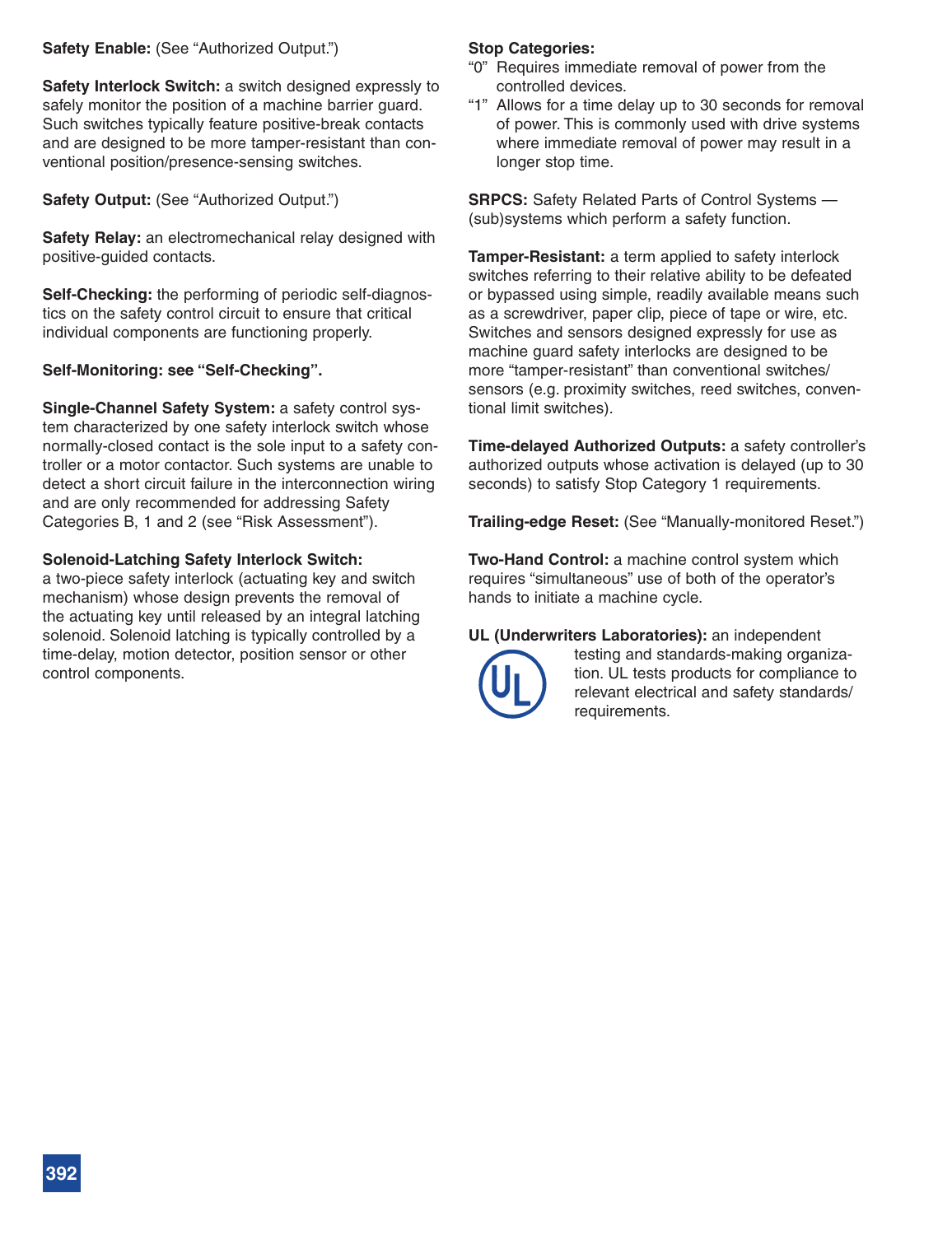**Safety Enable:** (See "Authorized Output.")

**Safety Interlock Switch:** a switch designed expressly to safely monitor the position of a machine barrier guard. Such switches typically feature positive-break contacts and are designed to be more tamper-resistant than conventional position/presence-sensing switches.

**Safety Output:** (See "Authorized Output.")

**Safety Relay:** an electromechanical relay designed with positive-guided contacts.

**Self-Checking:** the performing of periodic self-diagnostics on the safety control circuit to ensure that critical individual components are functioning properly.

**Self-Monitoring: see "Self-Checking".**

**Single-Channel Safety System:** a safety control system characterized by one safety interlock switch whose normally-closed contact is the sole input to a safety controller or a motor contactor. Such systems are unable to detect a short circuit failure in the interconnection wiring and are only recommended for addressing Safety Categories B, 1 and 2 (see "Risk Assessment").

**Solenoid-Latching Safety Interlock Switch:**
a two-piece safety interlock (actuating key and switch mechanism) whose design prevents the removal of the actuating key until released by an integral latching solenoid. Solenoid latching is typically controlled by a time-delay, motion detector, position sensor or other control components.

**Stop Categories:**

"0" Requires immediate removal of power from the controlled devices.

"1" Allows for a time delay up to 30 seconds for removal of power. This is commonly used with drive systems where immediate removal of power may result in a longer stop time.

**SRPCS:** Safety Related Parts of Control Systems — (sub)systems which perform a safety function.

**Tamper-Resistant:** a term applied to safety interlock switches referring to their relative ability to be defeated or bypassed using simple, readily available means such as a screwdriver, paper clip, piece of tape or wire, etc. Switches and sensors designed expressly for use as machine guard safety interlocks are designed to be more "tamper-resistant" than conventional switches/sensors (e.g. proximity switches, reed switches, conventional limit switches).

**Time-delayed Authorized Outputs:** a safety controller's authorized outputs whose activation is delayed (up to 30 seconds) to satisfy Stop Category 1 requirements.

**Trailing-edge Reset:** (See "Manually-monitored Reset.")

**Two-Hand Control:** a machine control system which requires "simultaneous" use of both of the operator's hands to initiate a machine cycle.

**UL (Underwriters Laboratories):** an independent testing and standards-making organization. UL tests products for compliance to relevant electrical and safety standards/requirements.